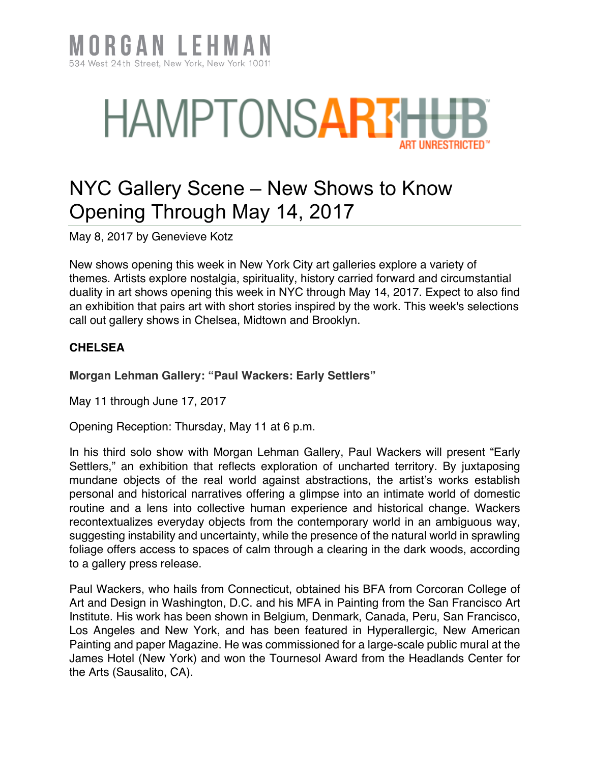MORGAN LEHMAN
534 West 24th Street, New York, New York 10011

HAMPTONSARTHUB
ART UNRESTRICTED™

# NYC Gallery Scene – New Shows to Know Opening Through May 14, 2017

May 8, 2017 by Genevieve Kotz

New shows opening this week in New York City art galleries explore a variety of themes. Artists explore nostalgia, spirituality, history carried forward and circumstantial duality in art shows opening this week in NYC through May 14, 2017. Expect to also find an exhibition that pairs art with short stories inspired by the work. This week's selections call out gallery shows in Chelsea, Midtown and Brooklyn.

**CHELSEA**

**Morgan Lehman Gallery: "Paul Wackers: Early Settlers"**

May 11 through June 17, 2017

Opening Reception: Thursday, May 11 at 6 p.m.

In his third solo show with Morgan Lehman Gallery, Paul Wackers will present "Early Settlers," an exhibition that reflects exploration of uncharted territory. By juxtaposing mundane objects of the real world against abstractions, the artist's works establish personal and historical narratives offering a glimpse into an intimate world of domestic routine and a lens into collective human experience and historical change. Wackers recontextualizes everyday objects from the contemporary world in an ambiguous way, suggesting instability and uncertainty, while the presence of the natural world in sprawling foliage offers access to spaces of calm through a clearing in the dark woods, according to a gallery press release.

Paul Wackers, who hails from Connecticut, obtained his BFA from Corcoran College of Art and Design in Washington, D.C. and his MFA in Painting from the San Francisco Art Institute. His work has been shown in Belgium, Denmark, Canada, Peru, San Francisco, Los Angeles and New York, and has been featured in Hyperallergic, New American Painting and paper Magazine. He was commissioned for a large-scale public mural at the James Hotel (New York) and won the Tournesol Award from the Headlands Center for the Arts (Sausalito, CA).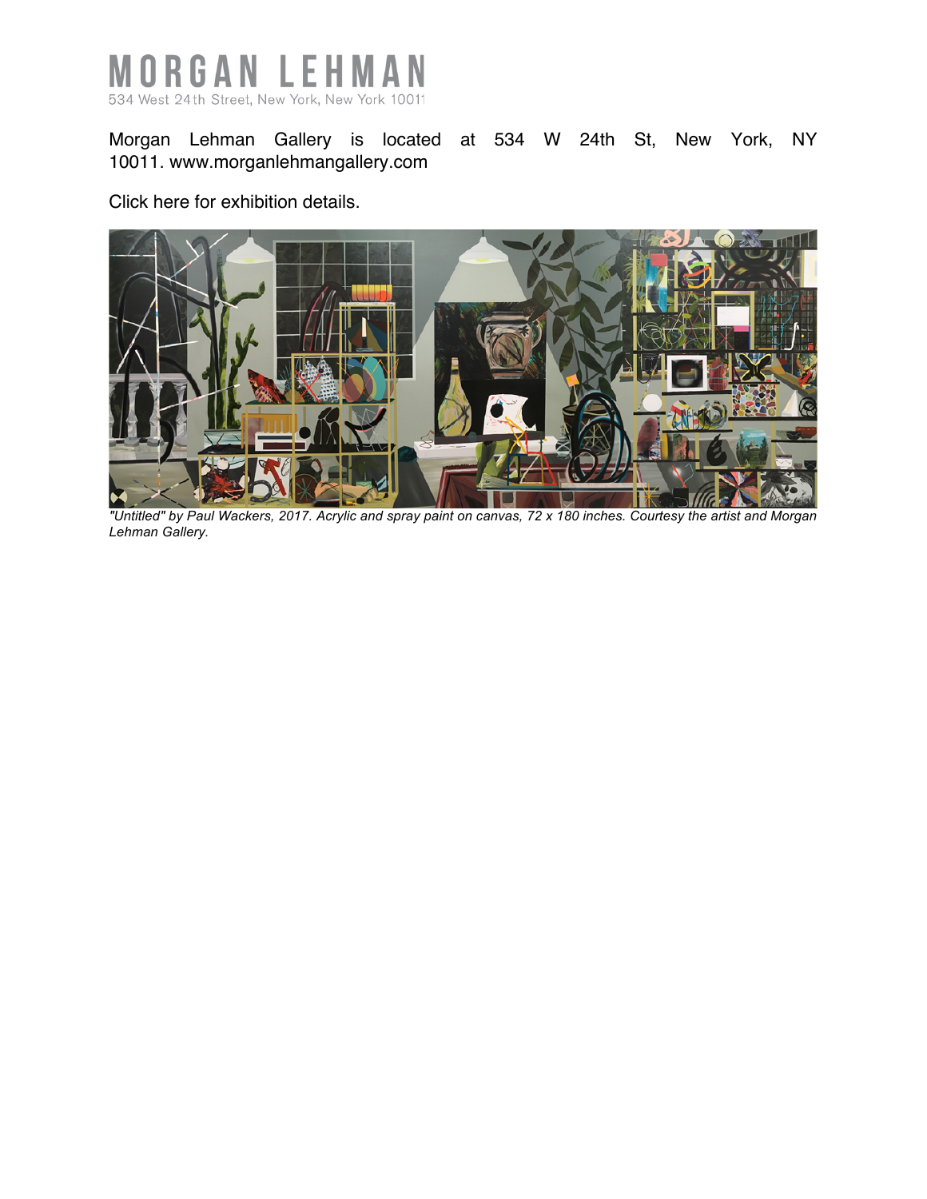# MORGAN LEHMAN

534 West 24th Street, New York, New York 10011

Morgan Lehman Gallery is located at 534 W 24th St, New York, NY 10011. www.morganlehmangallery.com

Click here for exhibition details.

*"Untitled" by Paul Wackers, 2017. Acrylic and spray paint on canvas, 72 x 180 inches. Courtesy the artist and Morgan Lehman Gallery.*